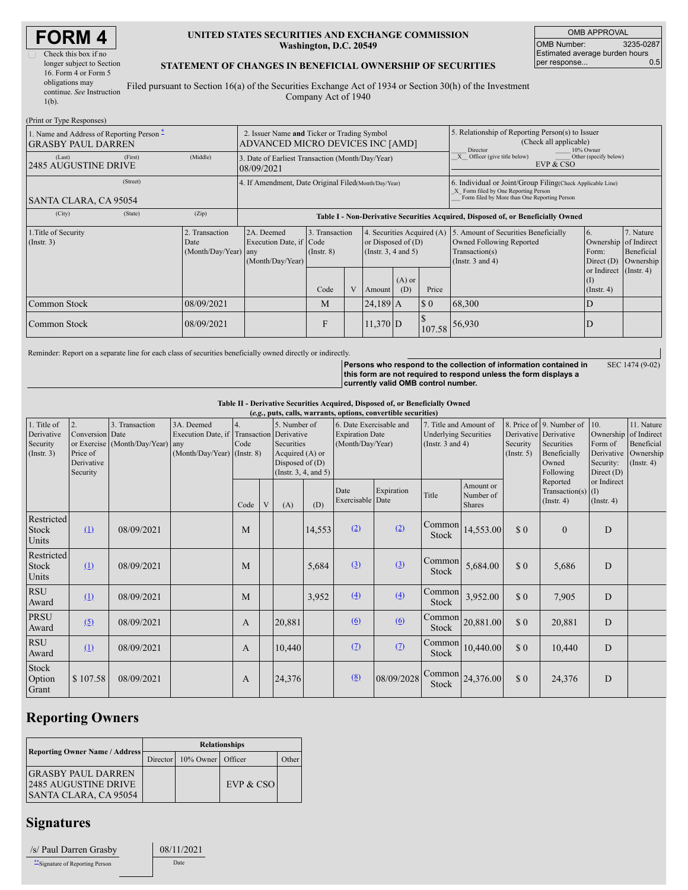# FORM 4

Check this box if no longer subject to Section 16. Form 4 or Form 5 obligations may continue. *See* Instruction 1(b).

**UNITED STATES SECURITIES AND EXCHANGE COMMISSION**
**Washington, D.C. 20549**

**STATEMENT OF CHANGES IN BENEFICIAL OWNERSHIP OF SECURITIES**

Filed pursuant to Section 16(a) of the Securities Exchange Act of 1934 or Section 30(h) of the Investment Company Act of 1940

| OMB APPROVAL | |
|---|---|
| OMB Number: | 3235-0287 |
| Estimated average burden hours per response... | 0.5 |

(Print or Type Responses)

1. Name and Address of Reporting Person *
GRASBY PAUL DARREN
(Last) (First) (Middle)
2485 AUGUSTINE DRIVE
(Street)
SANTA CLARA, CA 95054
(City) (State) (Zip)

2. Issuer Name **and** Ticker or Trading Symbol
ADVANCED MICRO DEVICES INC [AMD]

3. Date of Earliest Transaction (Month/Day/Year)
08/09/2021

4. If Amendment, Date Original Filed (Month/Day/Year)

5. Relationship of Reporting Person(s) to Issuer (Check all applicable)
___ Director ___ 10% Owner
_X_ Officer (give title below) ___ Other (specify below)
EVP & CSO

6. Individual or Joint/Group Filing (Check Applicable Line)
_X_ Form filed by One Reporting Person
___ Form filed by More than One Reporting Person

**Table I - Non-Derivative Securities Acquired, Disposed of, or Beneficially Owned**

| 1.Title of Security (Instr. 3) | 2. Transaction Date (Month/Day/Year) | 2A. Deemed Execution Date, if any (Month/Day/Year) | 3. Transaction Code (Instr. 8) | | 4. Securities Acquired (A) or Disposed of (D) (Instr. 3, 4 and 5) | | | 5. Amount of Securities Beneficially Owned Following Reported Transaction(s) (Instr. 3 and 4) | 6. Ownership Form: Direct (D) or Indirect (I) (Instr. 4) | 7. Nature of Indirect Beneficial Ownership (Instr. 4) |
|---|---|---|---|---|---|---|---|---|---|---|
| | | | Code | V | Amount | (A) or (D) | Price | | | |
| Common Stock | 08/09/2021 | | M | | 24,189 | A | $ 0 | 68,300 | D | |
| Common Stock | 08/09/2021 | | F | | 11,370 | D | $ 107.58 | 56,930 | D | |

Reminder: Report on a separate line for each class of securities beneficially owned directly or indirectly.

**Persons who respond to the collection of information contained in this form are not required to respond unless the form displays a currently valid OMB control number.**

SEC 1474 (9-02)

**Table II - Derivative Securities Acquired, Disposed of, or Beneficially Owned**
***(e.g., puts, calls, warrants, options, convertible securities)***

| 1. Title of Derivative Security (Instr. 3) | 2. Conversion or Exercise Price of Derivative Security | 3. Transaction Date (Month/Day/Year) | 3A. Deemed Execution Date, if any (Month/Day/Year) | 4. Transaction Code (Instr. 8) | | 5. Number of Derivative Securities Acquired (A) or Disposed of (D) (Instr. 3, 4, and 5) | | 6. Date Exercisable and Expiration Date (Month/Day/Year) | | 7. Title and Amount of Underlying Securities (Instr. 3 and 4) | | 8. Price of Derivative Security (Instr. 5) | 9. Number of Derivative Securities Beneficially Owned Following Reported Transaction(s) (Instr. 4) | 10. Ownership Form of Derivative Security: Direct (D) or Indirect (I) (Instr. 4) | 11. Nature of Indirect Beneficial Ownership (Instr. 4) |
|---|---|---|---|---|---|---|---|---|---|---|---|---|---|---|---|
| | | | | Code | V | (A) | (D) | Date Exercisable | Expiration Date | Title | Amount or Number of Shares | | | | |
| Restricted Stock Units | (1) | 08/09/2021 | | M | | | 14,553 | (2) | (2) | Common Stock | 14,553.00 | $ 0 | 0 | D | |
| Restricted Stock Units | (1) | 08/09/2021 | | M | | | 5,684 | (3) | (3) | Common Stock | 5,684.00 | $ 0 | 5,686 | D | |
| RSU Award | (1) | 08/09/2021 | | M | | | 3,952 | (4) | (4) | Common Stock | 3,952.00 | $ 0 | 7,905 | D | |
| PRSU Award | (5) | 08/09/2021 | | A | | 20,881 | | (6) | (6) | Common Stock | 20,881.00 | $ 0 | 20,881 | D | |
| RSU Award | (1) | 08/09/2021 | | A | | 10,440 | | (7) | (7) | Common Stock | 10,440.00 | $ 0 | 10,440 | D | |
| Stock Option Grant | $ 107.58 | 08/09/2021 | | A | | 24,376 | | (8) | 08/09/2028 | Common Stock | 24,376.00 | $ 0 | 24,376 | D | |

## Reporting Owners

| Reporting Owner Name / Address | Relationships | | | |
|---|---|---|---|---|
| | Director | 10% Owner | Officer | Other |
| GRASBY PAUL DARREN<br>2485 AUGUSTINE DRIVE<br>SANTA CLARA, CA 95054 | | | EVP & CSO | |

## Signatures

| /s/ Paul Darren Grasby | 08/11/2021 |
|---|---|
| **Signature of Reporting Person | Date |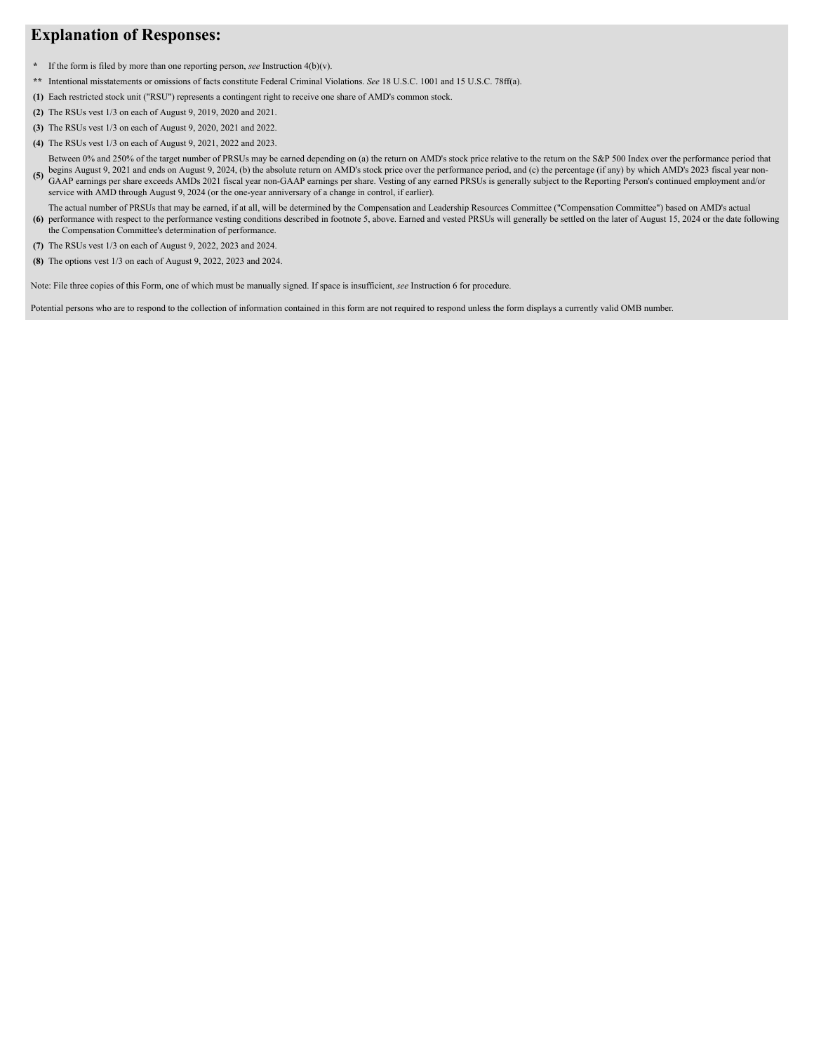# Explanation of Responses:

\* If the form is filed by more than one reporting person, *see* Instruction 4(b)(v).

\*\* Intentional misstatements or omissions of facts constitute Federal Criminal Violations. *See* 18 U.S.C. 1001 and 15 U.S.C. 78ff(a).

**(1)** Each restricted stock unit ("RSU") represents a contingent right to receive one share of AMD's common stock.

**(2)** The RSUs vest 1/3 on each of August 9, 2019, 2020 and 2021.

**(3)** The RSUs vest 1/3 on each of August 9, 2020, 2021 and 2022.

**(4)** The RSUs vest 1/3 on each of August 9, 2021, 2022 and 2023.

**(5)** Between 0% and 250% of the target number of PRSUs may be earned depending on (a) the return on AMD's stock price relative to the return on the S&P 500 Index over the performance period that begins August 9, 2021 and ends on August 9, 2024, (b) the absolute return on AMD's stock price over the performance period, and (c) the percentage (if any) by which AMD's 2023 fiscal year non-GAAP earnings per share exceeds AMDs 2021 fiscal year non-GAAP earnings per share. Vesting of any earned PRSUs is generally subject to the Reporting Person's continued employment and/or service with AMD through August 9, 2024 (or the one-year anniversary of a change in control, if earlier).

**(6)** The actual number of PRSUs that may be earned, if at all, will be determined by the Compensation and Leadership Resources Committee ("Compensation Committee") based on AMD's actual performance with respect to the performance vesting conditions described in footnote 5, above. Earned and vested PRSUs will generally be settled on the later of August 15, 2024 or the date following the Compensation Committee's determination of performance.

**(7)** The RSUs vest 1/3 on each of August 9, 2022, 2023 and 2024.

**(8)** The options vest 1/3 on each of August 9, 2022, 2023 and 2024.

Note: File three copies of this Form, one of which must be manually signed. If space is insufficient, *see* Instruction 6 for procedure.

Potential persons who are to respond to the collection of information contained in this form are not required to respond unless the form displays a currently valid OMB number.